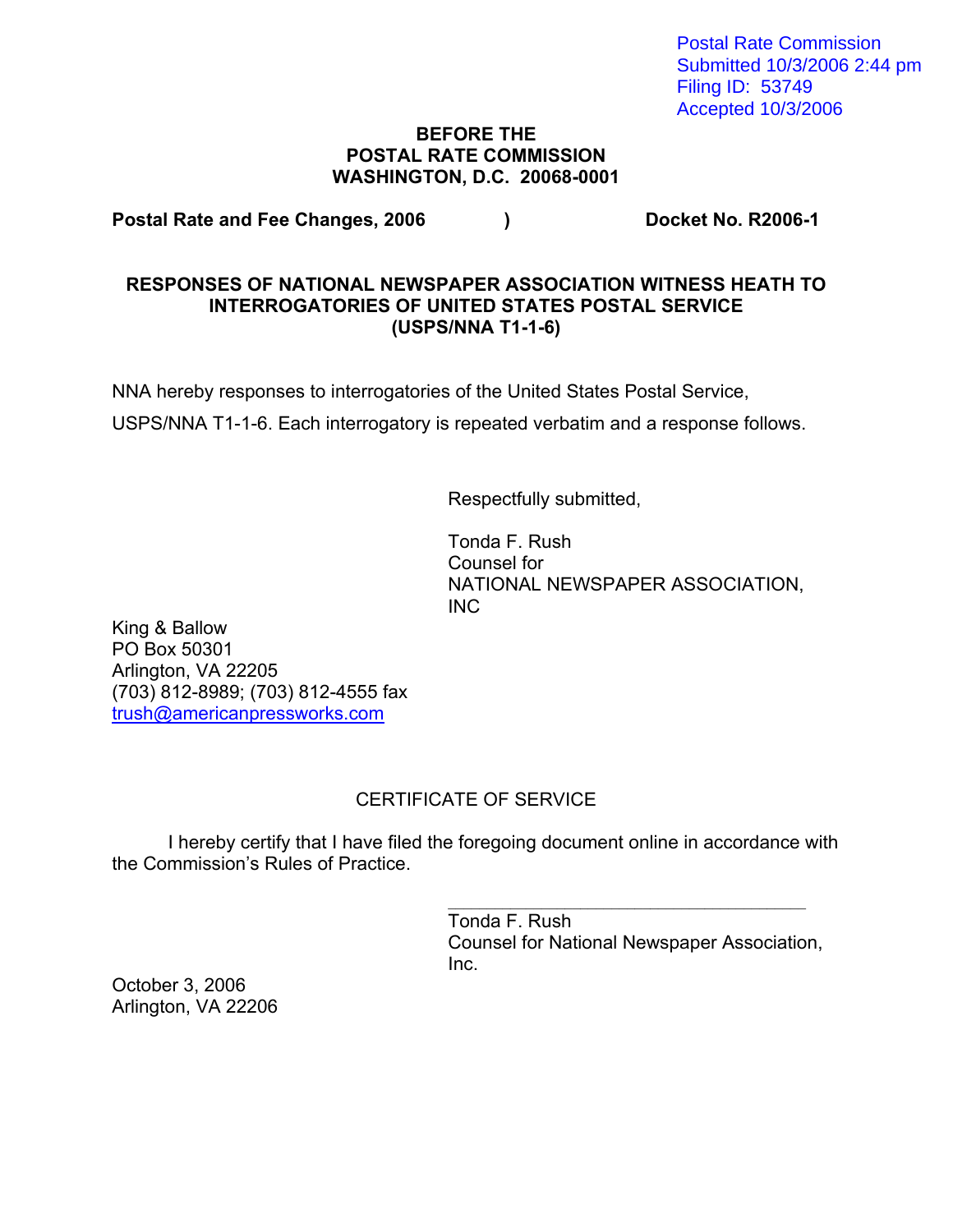Postal Rate Commission
Submitted 10/3/2006 2:44 pm
Filing ID: 53749
Accepted 10/3/2006

**BEFORE THE**
**POSTAL RATE COMMISSION**
**WASHINGTON, D.C. 20068-0001**

**Postal Rate and Fee Changes, 2006 ) Docket No. R2006-1**

## RESPONSES OF NATIONAL NEWSPAPER ASSOCIATION WITNESS HEATH TO INTERROGATORIES OF UNITED STATES POSTAL SERVICE (USPS/NNA T1-1-6)

NNA hereby responses to interrogatories of the United States Postal Service, USPS/NNA T1-1-6. Each interrogatory is repeated verbatim and a response follows.

Respectfully submitted,

Tonda F. Rush
Counsel for
NATIONAL NEWSPAPER ASSOCIATION, INC

King & Ballow
PO Box 50301
Arlington, VA 22205
(703) 812-8989; (703) 812-4555 fax
trush@americanpressworks.com

CERTIFICATE OF SERVICE

I hereby certify that I have filed the foregoing document online in accordance with the Commission's Rules of Practice.

\_\_\_\_\_\_\_\_\_\_\_\_\_\_\_\_\_\_\_\_\_\_\_\_\_\_\_\_\_\_\_\_\_\_\_
Tonda F. Rush
Counsel for National Newspaper Association, Inc.

October 3, 2006
Arlington, VA 22206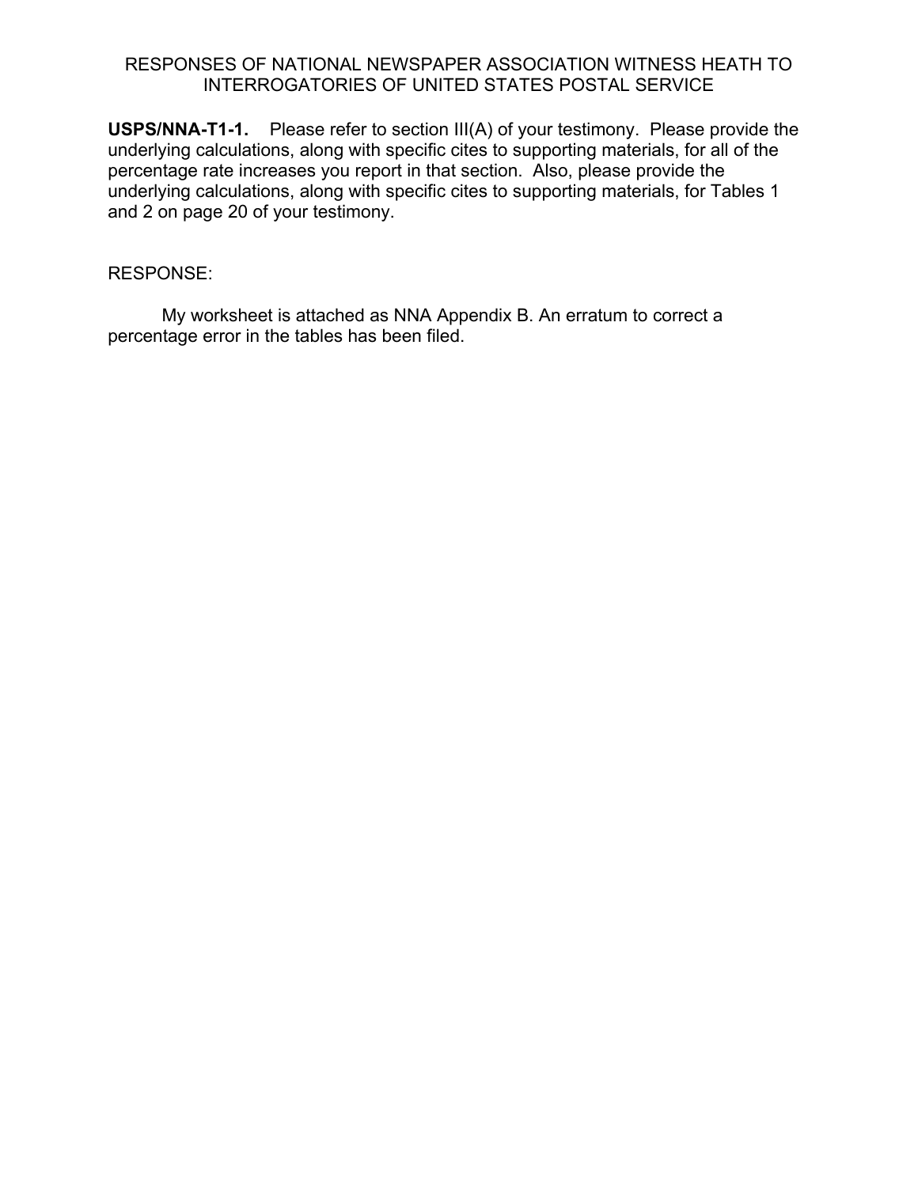RESPONSES OF NATIONAL NEWSPAPER ASSOCIATION WITNESS HEATH TO INTERROGATORIES OF UNITED STATES POSTAL SERVICE

**USPS/NNA-T1-1.** Please refer to section III(A) of your testimony. Please provide the underlying calculations, along with specific cites to supporting materials, for all of the percentage rate increases you report in that section. Also, please provide the underlying calculations, along with specific cites to supporting materials, for Tables 1 and 2 on page 20 of your testimony.

RESPONSE:

My worksheet is attached as NNA Appendix B. An erratum to correct a percentage error in the tables has been filed.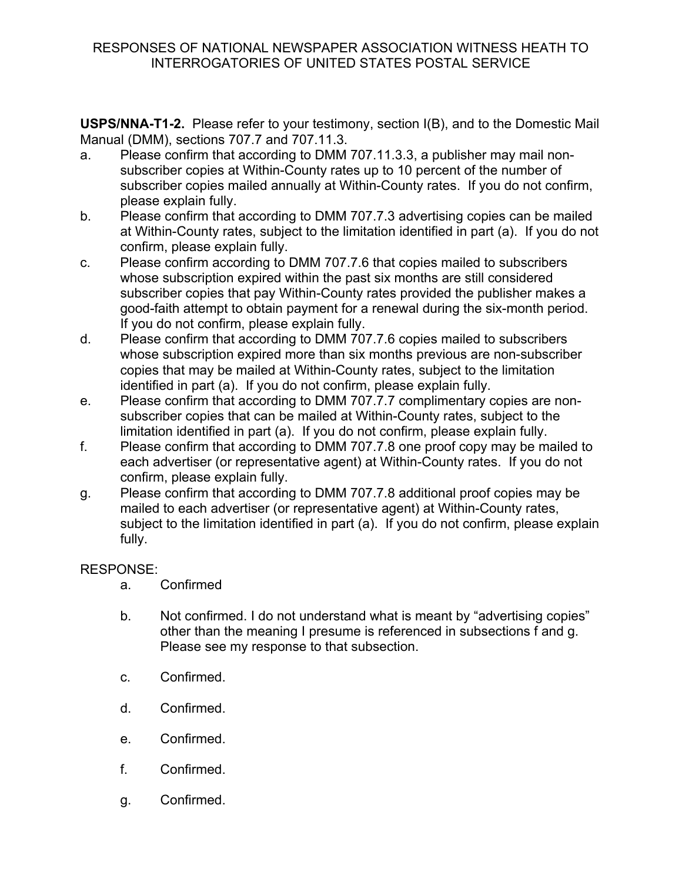RESPONSES OF NATIONAL NEWSPAPER ASSOCIATION WITNESS HEATH TO INTERROGATORIES OF UNITED STATES POSTAL SERVICE

**USPS/NNA-T1-2.** Please refer to your testimony, section I(B), and to the Domestic Mail Manual (DMM), sections 707.7 and 707.11.3.

a. Please confirm that according to DMM 707.11.3.3, a publisher may mail non-subscriber copies at Within-County rates up to 10 percent of the number of subscriber copies mailed annually at Within-County rates. If you do not confirm, please explain fully.

b. Please confirm that according to DMM 707.7.3 advertising copies can be mailed at Within-County rates, subject to the limitation identified in part (a). If you do not confirm, please explain fully.

c. Please confirm according to DMM 707.7.6 that copies mailed to subscribers whose subscription expired within the past six months are still considered subscriber copies that pay Within-County rates provided the publisher makes a good-faith attempt to obtain payment for a renewal during the six-month period. If you do not confirm, please explain fully.

d. Please confirm that according to DMM 707.7.6 copies mailed to subscribers whose subscription expired more than six months previous are non-subscriber copies that may be mailed at Within-County rates, subject to the limitation identified in part (a). If you do not confirm, please explain fully.

e. Please confirm that according to DMM 707.7.7 complimentary copies are non-subscriber copies that can be mailed at Within-County rates, subject to the limitation identified in part (a). If you do not confirm, please explain fully.

f. Please confirm that according to DMM 707.7.8 one proof copy may be mailed to each advertiser (or representative agent) at Within-County rates. If you do not confirm, please explain fully.

g. Please confirm that according to DMM 707.7.8 additional proof copies may be mailed to each advertiser (or representative agent) at Within-County rates, subject to the limitation identified in part (a). If you do not confirm, please explain fully.

RESPONSE:

a. Confirmed

b. Not confirmed. I do not understand what is meant by "advertising copies" other than the meaning I presume is referenced in subsections f and g. Please see my response to that subsection.

c. Confirmed.

d. Confirmed.

e. Confirmed.

f. Confirmed.

g. Confirmed.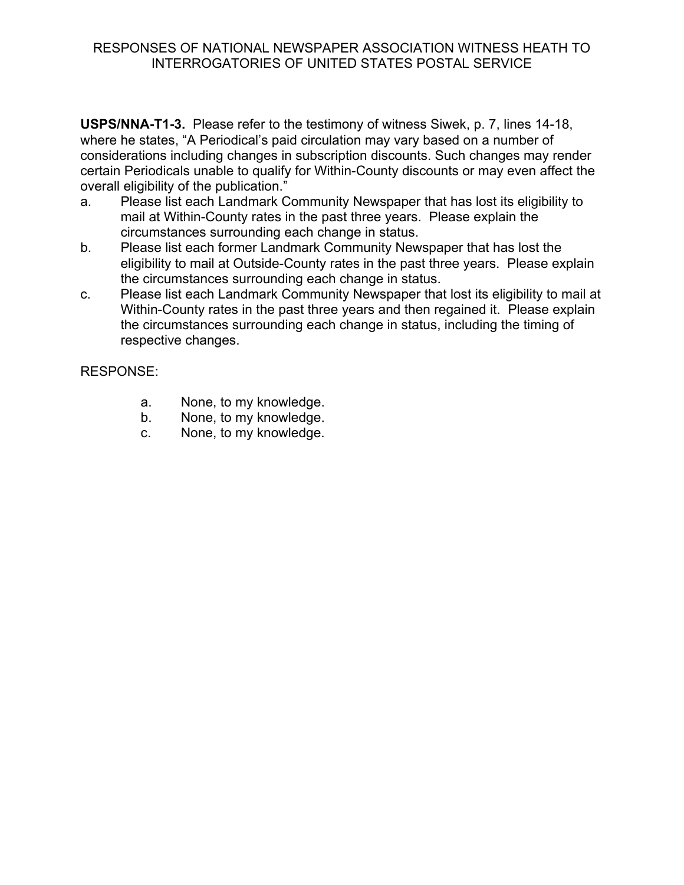RESPONSES OF NATIONAL NEWSPAPER ASSOCIATION WITNESS HEATH TO INTERROGATORIES OF UNITED STATES POSTAL SERVICE

**USPS/NNA-T1-3.** Please refer to the testimony of witness Siwek, p. 7, lines 14-18, where he states, "A Periodical's paid circulation may vary based on a number of considerations including changes in subscription discounts. Such changes may render certain Periodicals unable to qualify for Within-County discounts or may even affect the overall eligibility of the publication."

a. Please list each Landmark Community Newspaper that has lost its eligibility to mail at Within-County rates in the past three years. Please explain the circumstances surrounding each change in status.

b. Please list each former Landmark Community Newspaper that has lost the eligibility to mail at Outside-County rates in the past three years. Please explain the circumstances surrounding each change in status.

c. Please list each Landmark Community Newspaper that lost its eligibility to mail at Within-County rates in the past three years and then regained it. Please explain the circumstances surrounding each change in status, including the timing of respective changes.

RESPONSE:

a. None, to my knowledge.

b. None, to my knowledge.

c. None, to my knowledge.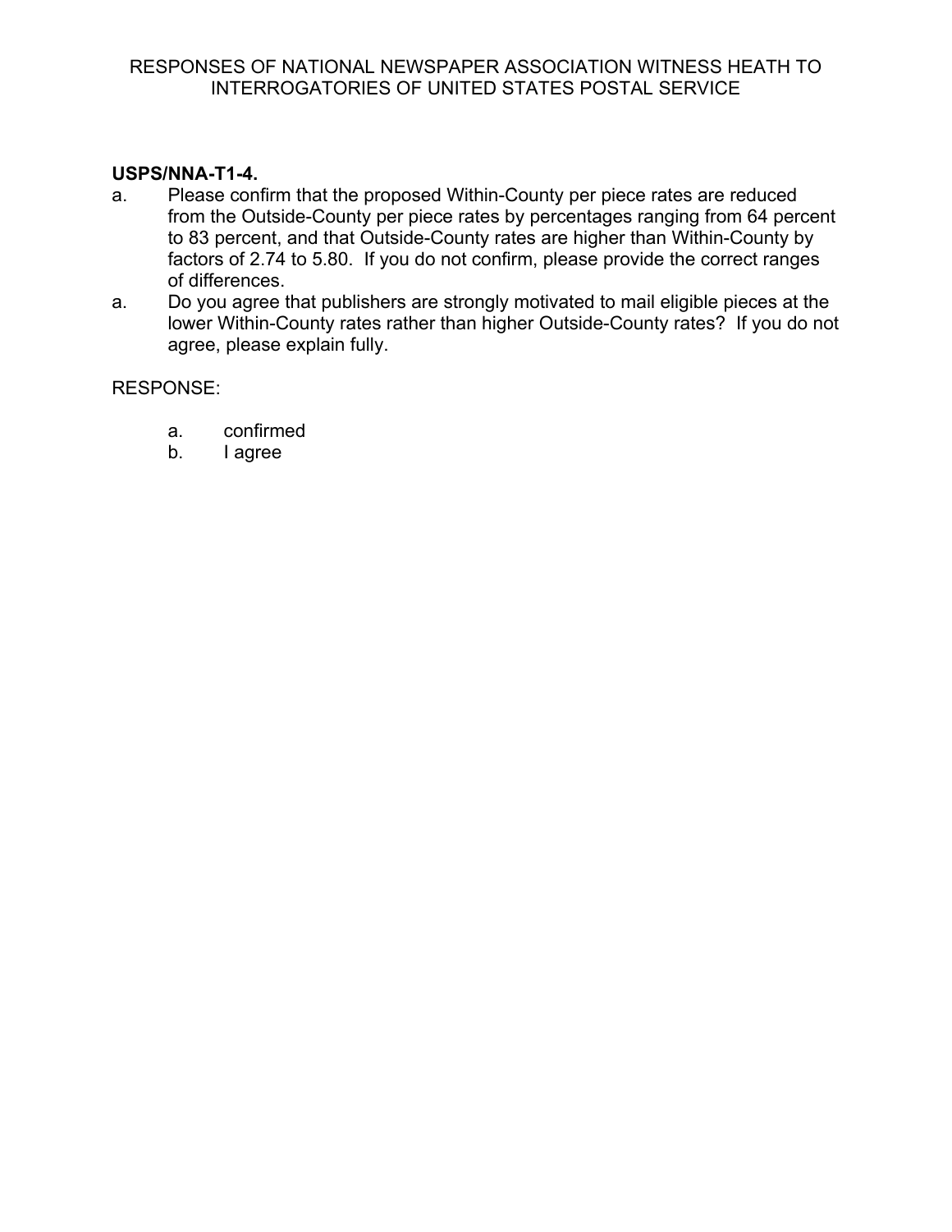RESPONSES OF NATIONAL NEWSPAPER ASSOCIATION WITNESS HEATH TO INTERROGATORIES OF UNITED STATES POSTAL SERVICE

**USPS/NNA-T1-4.**

a. Please confirm that the proposed Within-County per piece rates are reduced from the Outside-County per piece rates by percentages ranging from 64 percent to 83 percent, and that Outside-County rates are higher than Within-County by factors of 2.74 to 5.80. If you do not confirm, please provide the correct ranges of differences.

a. Do you agree that publishers are strongly motivated to mail eligible pieces at the lower Within-County rates rather than higher Outside-County rates? If you do not agree, please explain fully.

RESPONSE:

a. confirmed

b. I agree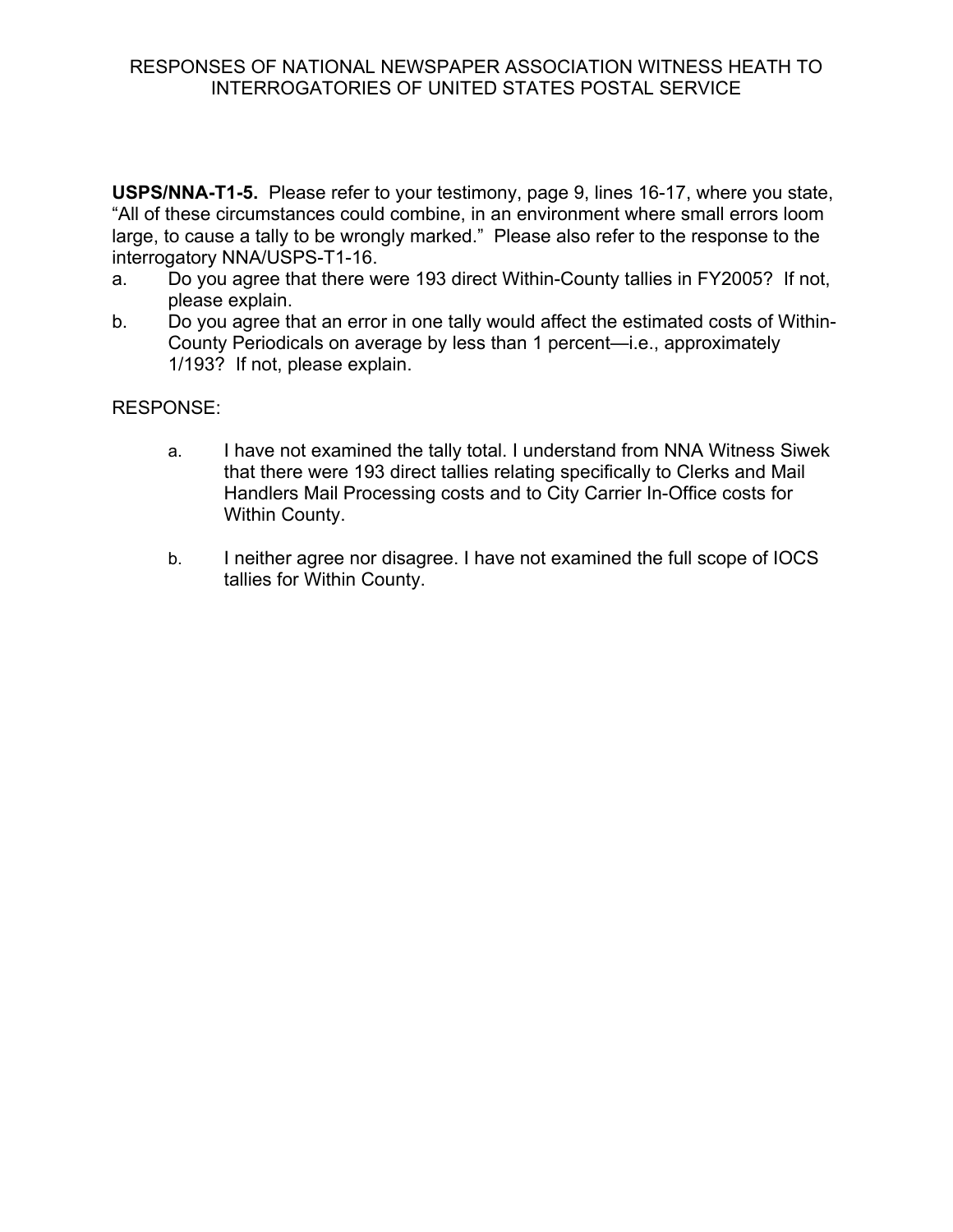**USPS/NNA-T1-5.** Please refer to your testimony, page 9, lines 16-17, where you state, "All of these circumstances could combine, in an environment where small errors loom large, to cause a tally to be wrongly marked." Please also refer to the response to the interrogatory NNA/USPS-T1-16.

a. Do you agree that there were 193 direct Within-County tallies in FY2005? If not, please explain.

b. Do you agree that an error in one tally would affect the estimated costs of Within-County Periodicals on average by less than 1 percent—i.e., approximately 1/193? If not, please explain.

RESPONSE:

a. I have not examined the tally total. I understand from NNA Witness Siwek that there were 193 direct tallies relating specifically to Clerks and Mail Handlers Mail Processing costs and to City Carrier In-Office costs for Within County.

b. I neither agree nor disagree. I have not examined the full scope of IOCS tallies for Within County.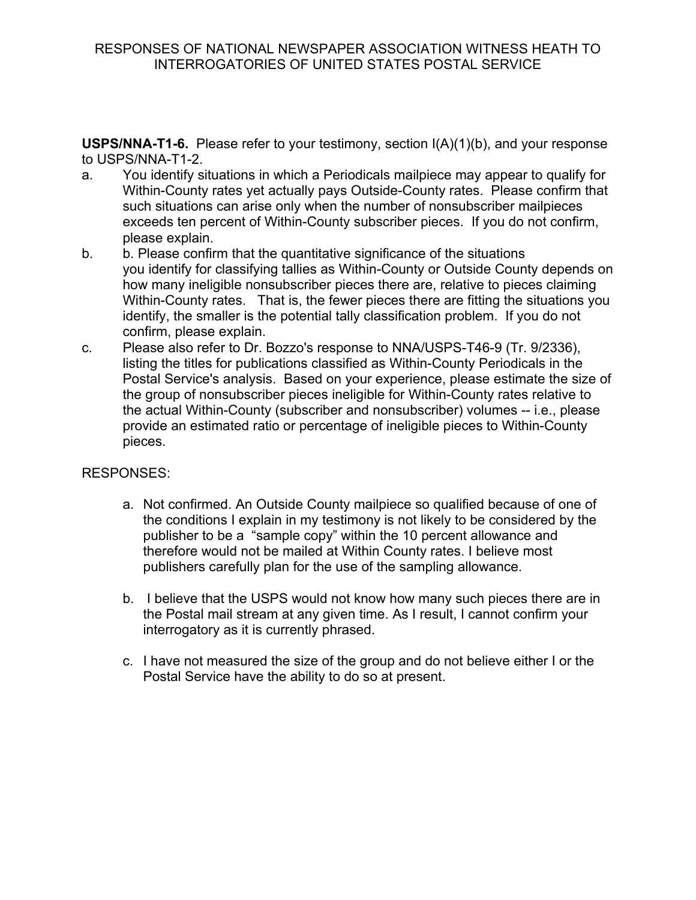RESPONSES OF NATIONAL NEWSPAPER ASSOCIATION WITNESS HEATH TO INTERROGATORIES OF UNITED STATES POSTAL SERVICE

**USPS/NNA-T1-6.** Please refer to your testimony, section I(A)(1)(b), and your response to USPS/NNA-T1-2.

a. You identify situations in which a Periodicals mailpiece may appear to qualify for Within-County rates yet actually pays Outside-County rates. Please confirm that such situations can arise only when the number of nonsubscriber mailpieces exceeds ten percent of Within-County subscriber pieces. If you do not confirm, please explain.

b. b. Please confirm that the quantitative significance of the situations you identify for classifying tallies as Within-County or Outside County depends on how many ineligible nonsubscriber pieces there are, relative to pieces claiming Within-County rates. That is, the fewer pieces there are fitting the situations you identify, the smaller is the potential tally classification problem. If you do not confirm, please explain.

c. Please also refer to Dr. Bozzo's response to NNA/USPS-T46-9 (Tr. 9/2336), listing the titles for publications classified as Within-County Periodicals in the Postal Service's analysis. Based on your experience, please estimate the size of the group of nonsubscriber pieces ineligible for Within-County rates relative to the actual Within-County (subscriber and nonsubscriber) volumes -- i.e., please provide an estimated ratio or percentage of ineligible pieces to Within-County pieces.

RESPONSES:

a. Not confirmed. An Outside County mailpiece so qualified because of one of the conditions I explain in my testimony is not likely to be considered by the publisher to be a "sample copy" within the 10 percent allowance and therefore would not be mailed at Within County rates. I believe most publishers carefully plan for the use of the sampling allowance.

b. I believe that the USPS would not know how many such pieces there are in the Postal mail stream at any given time. As I result, I cannot confirm your interrogatory as it is currently phrased.

c. I have not measured the size of the group and do not believe either I or the Postal Service have the ability to do so at present.